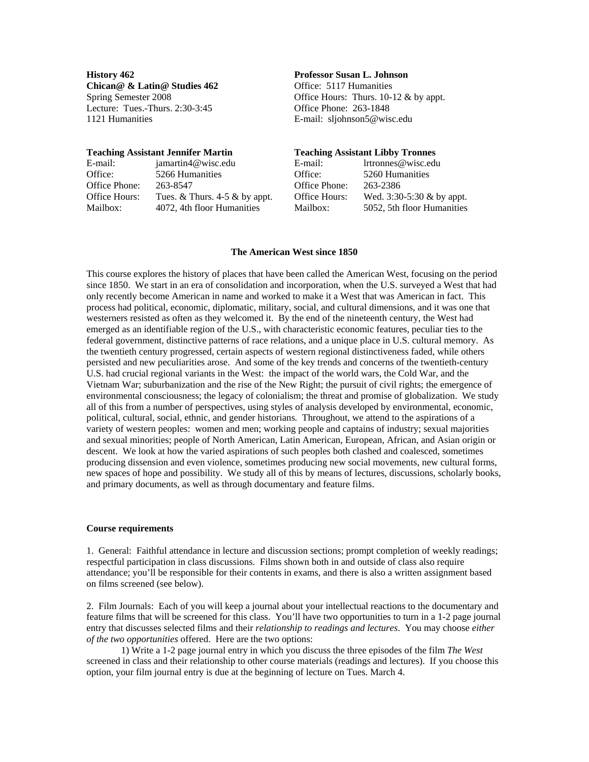**History 462**
**Chican@ & Latin@ Studies 462**
Spring Semester 2008
Lecture: Tues.-Thurs. 2:30-3:45
1121 Humanities

**Professor Susan L. Johnson**
Office: 5117 Humanities
Office Hours: Thurs. 10-12 & by appt.
Office Phone: 263-1848
E-mail: sljohnson5@wisc.edu

**Teaching Assistant Jennifer Martin**

| | |
|---|---|
| E-mail: | jamartin4@wisc.edu |
| Office: | 5266 Humanities |
| Office Phone: | 263-8547 |
| Office Hours: | Tues. & Thurs. 4-5 & by appt. |
| Mailbox: | 4072, 4th floor Humanities |

**Teaching Assistant Libby Tronnes**

| | |
|---|---|
| E-mail: | lrtronnes@wisc.edu |
| Office: | 5260 Humanities |
| Office Phone: | 263-2386 |
| Office Hours: | Wed. 3:30-5:30 & by appt. |
| Mailbox: | 5052, 5th floor Humanities |

## The American West since 1850

This course explores the history of places that have been called the American West, focusing on the period since 1850. We start in an era of consolidation and incorporation, when the U.S. surveyed a West that had only recently become American in name and worked to make it a West that was American in fact. This process had political, economic, diplomatic, military, social, and cultural dimensions, and it was one that westerners resisted as often as they welcomed it. By the end of the nineteenth century, the West had emerged as an identifiable region of the U.S., with characteristic economic features, peculiar ties to the federal government, distinctive patterns of race relations, and a unique place in U.S. cultural memory. As the twentieth century progressed, certain aspects of western regional distinctiveness faded, while others persisted and new peculiarities arose. And some of the key trends and concerns of the twentieth-century U.S. had crucial regional variants in the West: the impact of the world wars, the Cold War, and the Vietnam War; suburbanization and the rise of the New Right; the pursuit of civil rights; the emergence of environmental consciousness; the legacy of colonialism; the threat and promise of globalization. We study all of this from a number of perspectives, using styles of analysis developed by environmental, economic, political, cultural, social, ethnic, and gender historians. Throughout, we attend to the aspirations of a variety of western peoples: women and men; working people and captains of industry; sexual majorities and sexual minorities; people of North American, Latin American, European, African, and Asian origin or descent. We look at how the varied aspirations of such peoples both clashed and coalesced, sometimes producing dissension and even violence, sometimes producing new social movements, new cultural forms, new spaces of hope and possibility. We study all of this by means of lectures, discussions, scholarly books, and primary documents, as well as through documentary and feature films.

### Course requirements

1. General: Faithful attendance in lecture and discussion sections; prompt completion of weekly readings; respectful participation in class discussions. Films shown both in and outside of class also require attendance; you'll be responsible for their contents in exams, and there is also a written assignment based on films screened (see below).

2. Film Journals: Each of you will keep a journal about your intellectual reactions to the documentary and feature films that will be screened for this class. You'll have two opportunities to turn in a 1-2 page journal entry that discusses selected films and their *relationship to readings and lectures*. You may choose *either of the two opportunities* offered. Here are the two options:

1) Write a 1-2 page journal entry in which you discuss the three episodes of the film *The West* screened in class and their relationship to other course materials (readings and lectures). If you choose this option, your film journal entry is due at the beginning of lecture on Tues. March 4.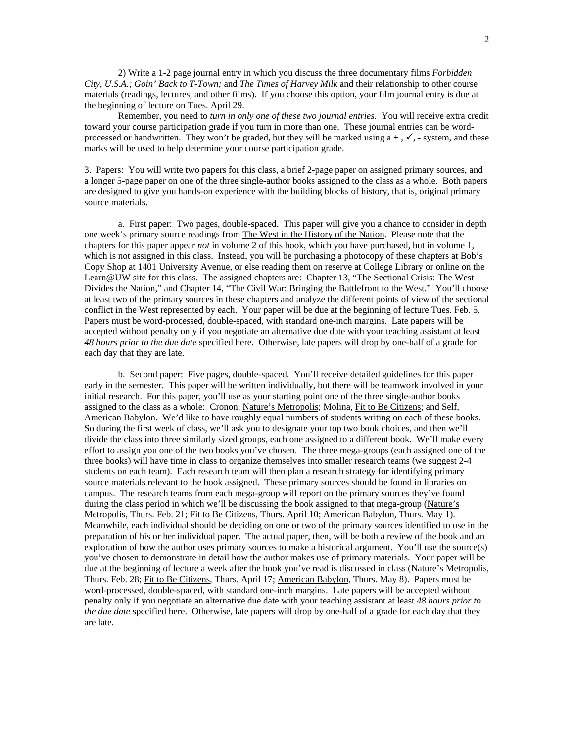2) Write a 1-2 page journal entry in which you discuss the three documentary films *Forbidden City, U.S.A.; Goin' Back to T-Town;* and *The Times of Harvey Milk* and their relationship to other course materials (readings, lectures, and other films). If you choose this option, your film journal entry is due at the beginning of lecture on Tues. April 29.

Remember, you need to *turn in only one of these two journal entries*. You will receive extra credit toward your course participation grade if you turn in more than one. These journal entries can be word-processed or handwritten. They won't be graded, but they will be marked using a + , ✓, - system, and these marks will be used to help determine your course participation grade.

3. Papers: You will write two papers for this class, a brief 2-page paper on assigned primary sources, and a longer 5-page paper on one of the three single-author books assigned to the class as a whole. Both papers are designed to give you hands-on experience with the building blocks of history, that is, original primary source materials.

a. First paper: Two pages, double-spaced. This paper will give you a chance to consider in depth one week's primary source readings from <u>The West in the History of the Nation</u>. Please note that the chapters for this paper appear *not* in volume 2 of this book, which you have purchased, but in volume 1, which is not assigned in this class. Instead, you will be purchasing a photocopy of these chapters at Bob's Copy Shop at 1401 University Avenue, or else reading them on reserve at College Library or online on the Learn@UW site for this class. The assigned chapters are: Chapter 13, "The Sectional Crisis: The West Divides the Nation," and Chapter 14, "The Civil War: Bringing the Battlefront to the West." You'll choose at least two of the primary sources in these chapters and analyze the different points of view of the sectional conflict in the West represented by each. Your paper will be due at the beginning of lecture Tues. Feb. 5. Papers must be word-processed, double-spaced, with standard one-inch margins. Late papers will be accepted without penalty only if you negotiate an alternative due date with your teaching assistant at least *48 hours prior to the due date* specified here. Otherwise, late papers will drop by one-half of a grade for each day that they are late.

b. Second paper: Five pages, double-spaced. You'll receive detailed guidelines for this paper early in the semester. This paper will be written individually, but there will be teamwork involved in your initial research. For this paper, you'll use as your starting point one of the three single-author books assigned to the class as a whole: Cronon, <u>Nature's Metropolis</u>; Molina, <u>Fit to Be Citizens</u>; and Self, <u>American Babylon</u>. We'd like to have roughly equal numbers of students writing on each of these books. So during the first week of class, we'll ask you to designate your top two book choices, and then we'll divide the class into three similarly sized groups, each one assigned to a different book. We'll make every effort to assign you one of the two books you've chosen. The three mega-groups (each assigned one of the three books) will have time in class to organize themselves into smaller research teams (we suggest 2-4 students on each team). Each research team will then plan a research strategy for identifying primary source materials relevant to the book assigned. These primary sources should be found in libraries on campus. The research teams from each mega-group will report on the primary sources they've found during the class period in which we'll be discussing the book assigned to that mega-group (<u>Nature's Metropolis</u>, Thurs. Feb. 21; <u>Fit to Be Citizens</u>, Thurs. April 10; <u>American Babylon</u>, Thurs. May 1). Meanwhile, each individual should be deciding on one or two of the primary sources identified to use in the preparation of his or her individual paper. The actual paper, then, will be both a review of the book and an exploration of how the author uses primary sources to make a historical argument. You'll use the source(s) you've chosen to demonstrate in detail how the author makes use of primary materials. Your paper will be due at the beginning of lecture a week after the book you've read is discussed in class (<u>Nature's Metropolis</u>, Thurs. Feb. 28; <u>Fit to Be Citizens</u>, Thurs. April 17; <u>American Babylon</u>, Thurs. May 8). Papers must be word-processed, double-spaced, with standard one-inch margins. Late papers will be accepted without penalty only if you negotiate an alternative due date with your teaching assistant at least *48 hours prior to the due date* specified here. Otherwise, late papers will drop by one-half of a grade for each day that they are late.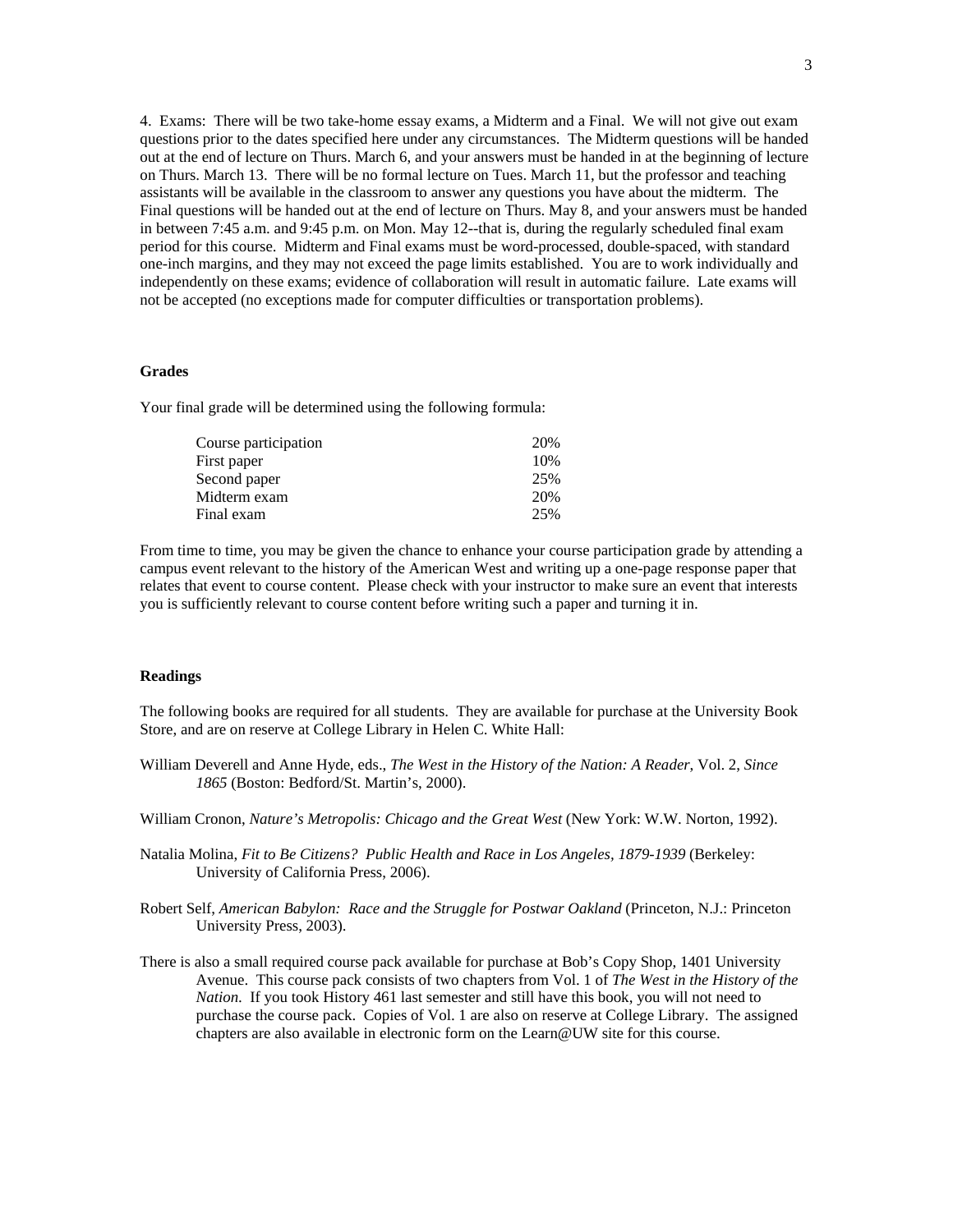4. Exams: There will be two take-home essay exams, a Midterm and a Final. We will not give out exam questions prior to the dates specified here under any circumstances. The Midterm questions will be handed out at the end of lecture on Thurs. March 6, and your answers must be handed in at the beginning of lecture on Thurs. March 13. There will be no formal lecture on Tues. March 11, but the professor and teaching assistants will be available in the classroom to answer any questions you have about the midterm. The Final questions will be handed out at the end of lecture on Thurs. May 8, and your answers must be handed in between 7:45 a.m. and 9:45 p.m. on Mon. May 12--that is, during the regularly scheduled final exam period for this course. Midterm and Final exams must be word-processed, double-spaced, with standard one-inch margins, and they may not exceed the page limits established. You are to work individually and independently on these exams; evidence of collaboration will result in automatic failure. Late exams will not be accepted (no exceptions made for computer difficulties or transportation problems).

**Grades**

Your final grade will be determined using the following formula:

| | |
|---|---|
| Course participation | 20% |
| First paper | 10% |
| Second paper | 25% |
| Midterm exam | 20% |
| Final exam | 25% |

From time to time, you may be given the chance to enhance your course participation grade by attending a campus event relevant to the history of the American West and writing up a one-page response paper that relates that event to course content. Please check with your instructor to make sure an event that interests you is sufficiently relevant to course content before writing such a paper and turning it in.

**Readings**

The following books are required for all students. They are available for purchase at the University Book Store, and are on reserve at College Library in Helen C. White Hall:

William Deverell and Anne Hyde, eds., *The West in the History of the Nation: A Reader*, Vol. 2, *Since 1865* (Boston: Bedford/St. Martin's, 2000).

William Cronon, *Nature's Metropolis: Chicago and the Great West* (New York: W.W. Norton, 1992).

Natalia Molina, *Fit to Be Citizens? Public Health and Race in Los Angeles, 1879-1939* (Berkeley: University of California Press, 2006).

Robert Self, *American Babylon: Race and the Struggle for Postwar Oakland* (Princeton, N.J.: Princeton University Press, 2003).

There is also a small required course pack available for purchase at Bob's Copy Shop, 1401 University Avenue. This course pack consists of two chapters from Vol. 1 of *The West in the History of the Nation*. If you took History 461 last semester and still have this book, you will not need to purchase the course pack. Copies of Vol. 1 are also on reserve at College Library. The assigned chapters are also available in electronic form on the Learn@UW site for this course.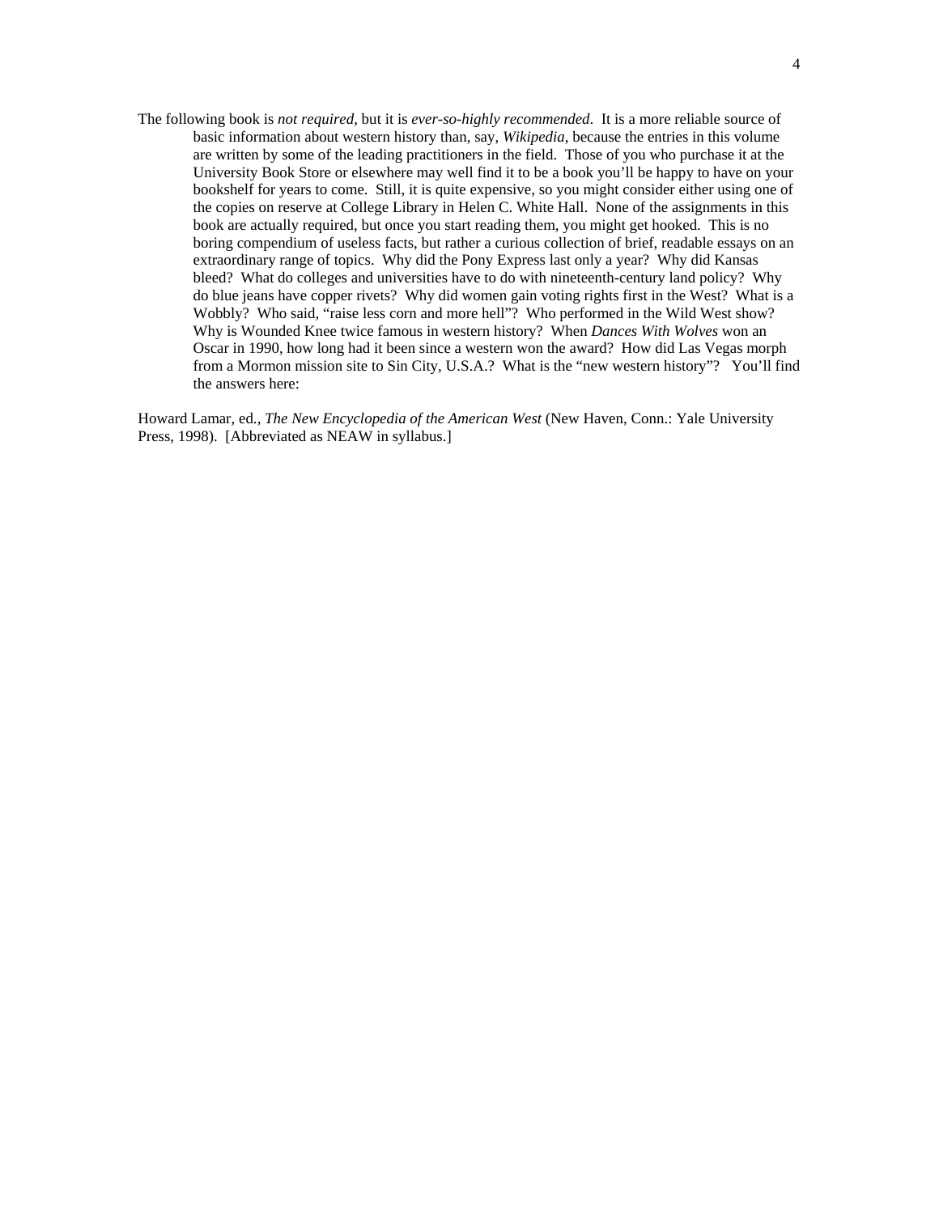The following book is *not required*, but it is *ever-so-highly recommended*. It is a more reliable source of basic information about western history than, say, *Wikipedia*, because the entries in this volume are written by some of the leading practitioners in the field. Those of you who purchase it at the University Book Store or elsewhere may well find it to be a book you'll be happy to have on your bookshelf for years to come. Still, it is quite expensive, so you might consider either using one of the copies on reserve at College Library in Helen C. White Hall. None of the assignments in this book are actually required, but once you start reading them, you might get hooked. This is no boring compendium of useless facts, but rather a curious collection of brief, readable essays on an extraordinary range of topics. Why did the Pony Express last only a year? Why did Kansas bleed? What do colleges and universities have to do with nineteenth-century land policy? Why do blue jeans have copper rivets? Why did women gain voting rights first in the West? What is a Wobbly? Who said, "raise less corn and more hell"? Who performed in the Wild West show? Why is Wounded Knee twice famous in western history? When *Dances With Wolves* won an Oscar in 1990, how long had it been since a western won the award? How did Las Vegas morph from a Mormon mission site to Sin City, U.S.A.? What is the "new western history"? You'll find the answers here:

Howard Lamar, ed., *The New Encyclopedia of the American West* (New Haven, Conn.: Yale University Press, 1998). [Abbreviated as NEAW in syllabus.]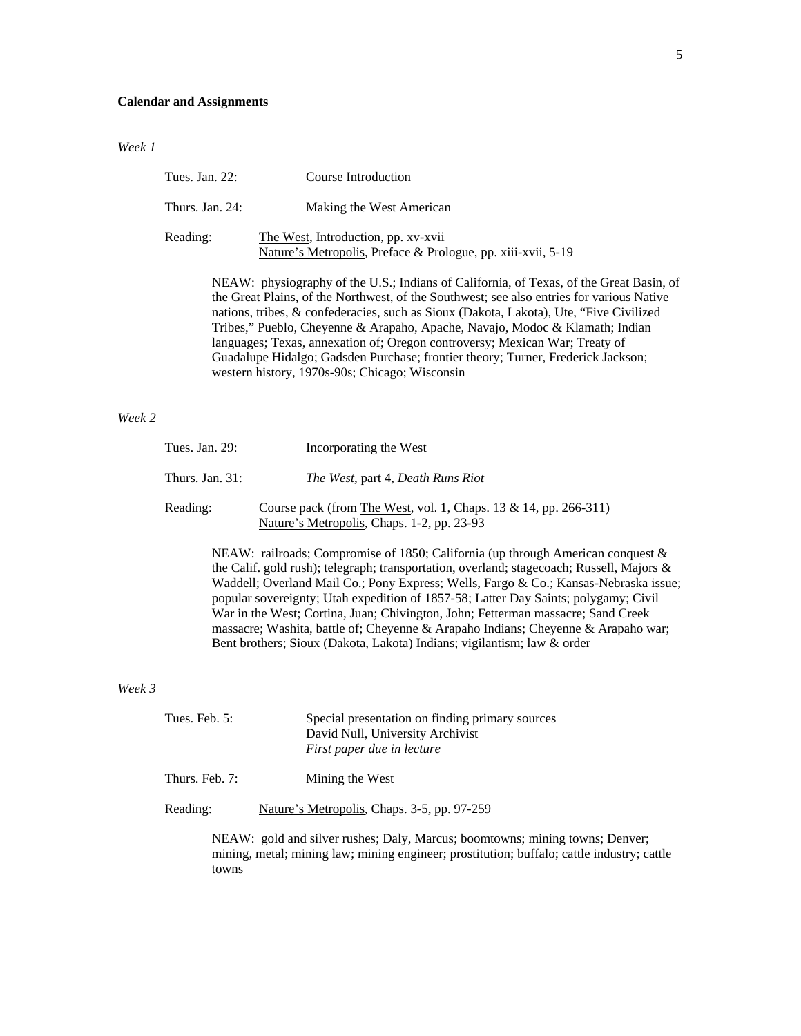**Calendar and Assignments**

*Week 1*

Tues. Jan. 22: Course Introduction

Thurs. Jan. 24: Making the West American

Reading: The West, Introduction, pp. xv-xvii
Nature's Metropolis, Preface & Prologue, pp. xiii-xvii, 5-19

NEAW: physiography of the U.S.; Indians of California, of Texas, of the Great Basin, of the Great Plains, of the Northwest, of the Southwest; see also entries for various Native nations, tribes, & confederacies, such as Sioux (Dakota, Lakota), Ute, "Five Civilized Tribes," Pueblo, Cheyenne & Arapaho, Apache, Navajo, Modoc & Klamath; Indian languages; Texas, annexation of; Oregon controversy; Mexican War; Treaty of Guadalupe Hidalgo; Gadsden Purchase; frontier theory; Turner, Frederick Jackson; western history, 1970s-90s; Chicago; Wisconsin

*Week 2*

Tues. Jan. 29: Incorporating the West

Thurs. Jan. 31: *The West*, part 4, *Death Runs Riot*

Reading: Course pack (from The West, vol. 1, Chaps. 13 & 14, pp. 266-311)
Nature's Metropolis, Chaps. 1-2, pp. 23-93

NEAW: railroads; Compromise of 1850; California (up through American conquest & the Calif. gold rush); telegraph; transportation, overland; stagecoach; Russell, Majors & Waddell; Overland Mail Co.; Pony Express; Wells, Fargo & Co.; Kansas-Nebraska issue; popular sovereignty; Utah expedition of 1857-58; Latter Day Saints; polygamy; Civil War in the West; Cortina, Juan; Chivington, John; Fetterman massacre; Sand Creek massacre; Washita, battle of; Cheyenne & Arapaho Indians; Cheyenne & Arapaho war; Bent brothers; Sioux (Dakota, Lakota) Indians; vigilantism; law & order

*Week 3*

Tues. Feb. 5: Special presentation on finding primary sources
David Null, University Archivist
*First paper due in lecture*

Thurs. Feb. 7: Mining the West

Reading: Nature's Metropolis, Chaps. 3-5, pp. 97-259

NEAW: gold and silver rushes; Daly, Marcus; boomtowns; mining towns; Denver; mining, metal; mining law; mining engineer; prostitution; buffalo; cattle industry; cattle towns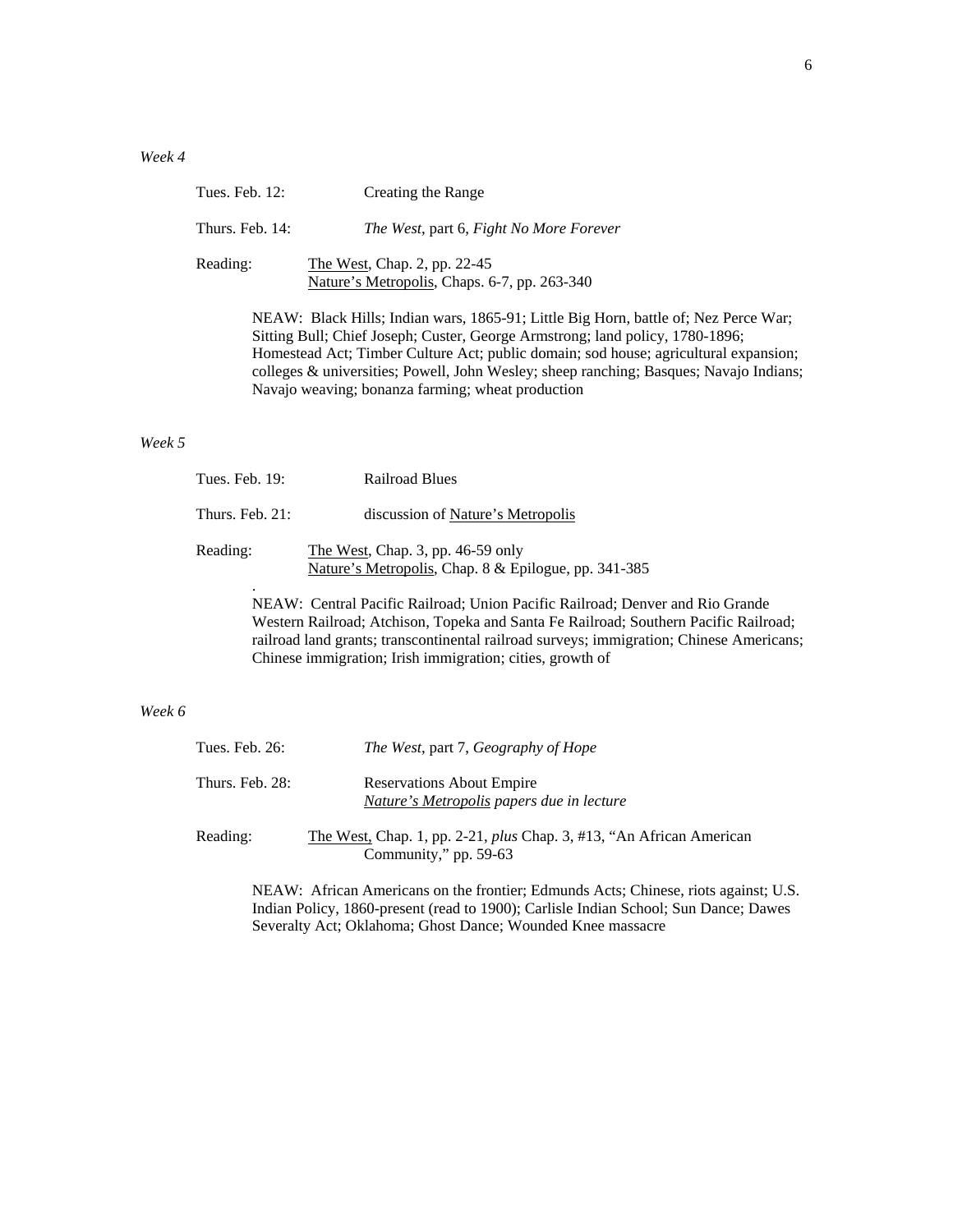*Week 4*

Tues. Feb. 12: Creating the Range

Thurs. Feb. 14: *The West*, part 6, *Fight No More Forever*

Reading: The West, Chap. 2, pp. 22-45
Nature's Metropolis, Chaps. 6-7, pp. 263-340

NEAW: Black Hills; Indian wars, 1865-91; Little Big Horn, battle of; Nez Perce War; Sitting Bull; Chief Joseph; Custer, George Armstrong; land policy, 1780-1896; Homestead Act; Timber Culture Act; public domain; sod house; agricultural expansion; colleges & universities; Powell, John Wesley; sheep ranching; Basques; Navajo Indians; Navajo weaving; bonanza farming; wheat production

*Week 5*

Tues. Feb. 19: Railroad Blues

Thurs. Feb. 21: discussion of Nature's Metropolis

Reading: The West, Chap. 3, pp. 46-59 only
Nature's Metropolis, Chap. 8 & Epilogue, pp. 341-385

NEAW: Central Pacific Railroad; Union Pacific Railroad; Denver and Rio Grande Western Railroad; Atchison, Topeka and Santa Fe Railroad; Southern Pacific Railroad; railroad land grants; transcontinental railroad surveys; immigration; Chinese Americans; Chinese immigration; Irish immigration; cities, growth of

*Week 6*

Tues. Feb. 26: *The West*, part 7, *Geography of Hope*

Thurs. Feb. 28: Reservations About Empire
*Nature's Metropolis papers due in lecture*

Reading: The West, Chap. 1, pp. 2-21, *plus* Chap. 3, #13, "An African American Community," pp. 59-63

NEAW: African Americans on the frontier; Edmunds Acts; Chinese, riots against; U.S. Indian Policy, 1860-present (read to 1900); Carlisle Indian School; Sun Dance; Dawes Severalty Act; Oklahoma; Ghost Dance; Wounded Knee massacre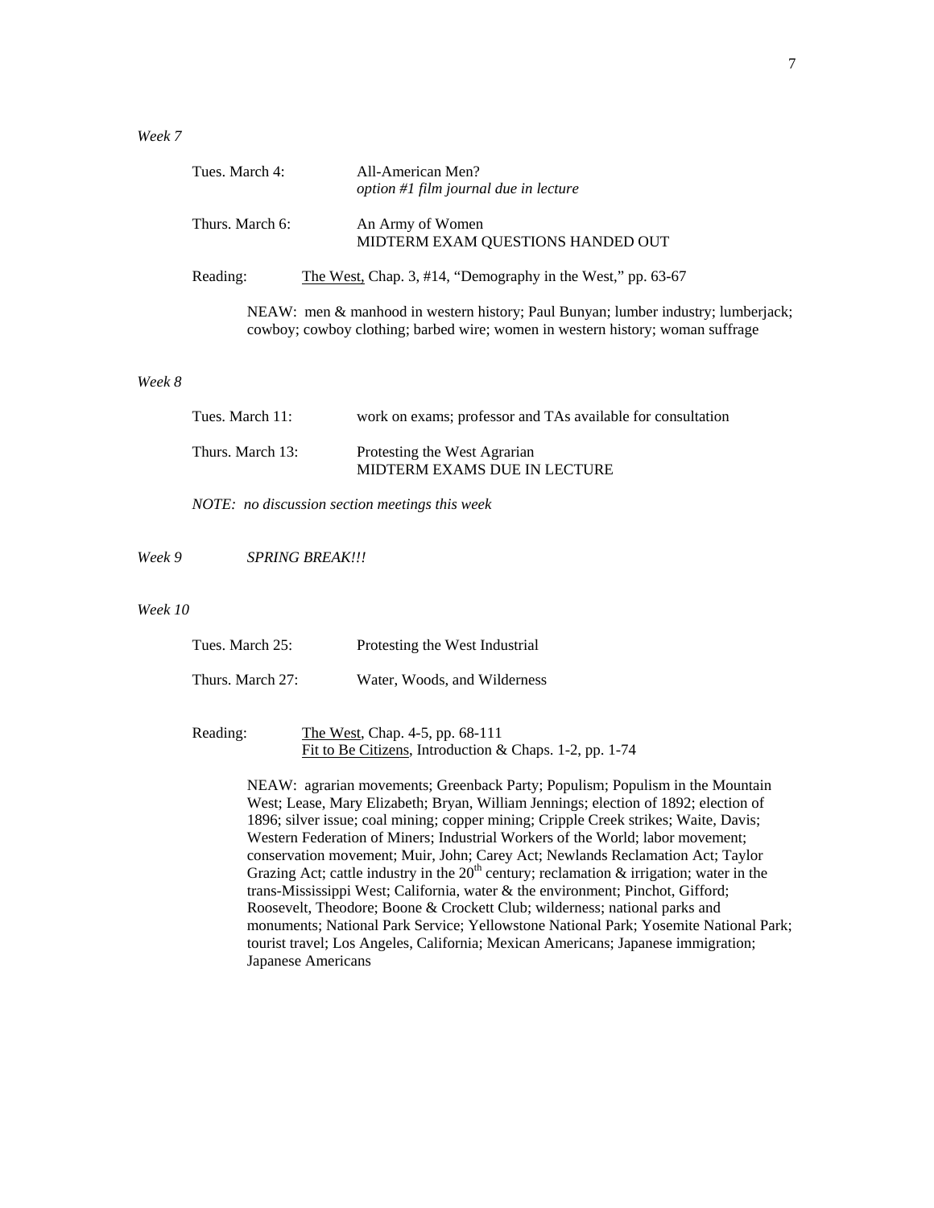*Week 7*

Tues. March 4: All-American Men?
*option #1 film journal due in lecture*

Thurs. March 6: An Army of Women
MIDTERM EXAM QUESTIONS HANDED OUT

Reading: The West, Chap. 3, #14, "Demography in the West," pp. 63-67

NEAW: men & manhood in western history; Paul Bunyan; lumber industry; lumberjack; cowboy; cowboy clothing; barbed wire; women in western history; woman suffrage

*Week 8*

Tues. March 11: work on exams; professor and TAs available for consultation

Thurs. March 13: Protesting the West Agrarian
MIDTERM EXAMS DUE IN LECTURE

*NOTE: no discussion section meetings this week*

*Week 9* *SPRING BREAK!!!*

*Week 10*

Tues. March 25: Protesting the West Industrial

Thurs. March 27: Water, Woods, and Wilderness

Reading: The West, Chap. 4-5, pp. 68-111
Fit to Be Citizens, Introduction & Chaps. 1-2, pp. 1-74

NEAW: agrarian movements; Greenback Party; Populism; Populism in the Mountain West; Lease, Mary Elizabeth; Bryan, William Jennings; election of 1892; election of 1896; silver issue; coal mining; copper mining; Cripple Creek strikes; Waite, Davis; Western Federation of Miners; Industrial Workers of the World; labor movement; conservation movement; Muir, John; Carey Act; Newlands Reclamation Act; Taylor Grazing Act; cattle industry in the 20th century; reclamation & irrigation; water in the trans-Mississippi West; California, water & the environment; Pinchot, Gifford; Roosevelt, Theodore; Boone & Crockett Club; wilderness; national parks and monuments; National Park Service; Yellowstone National Park; Yosemite National Park; tourist travel; Los Angeles, California; Mexican Americans; Japanese immigration; Japanese Americans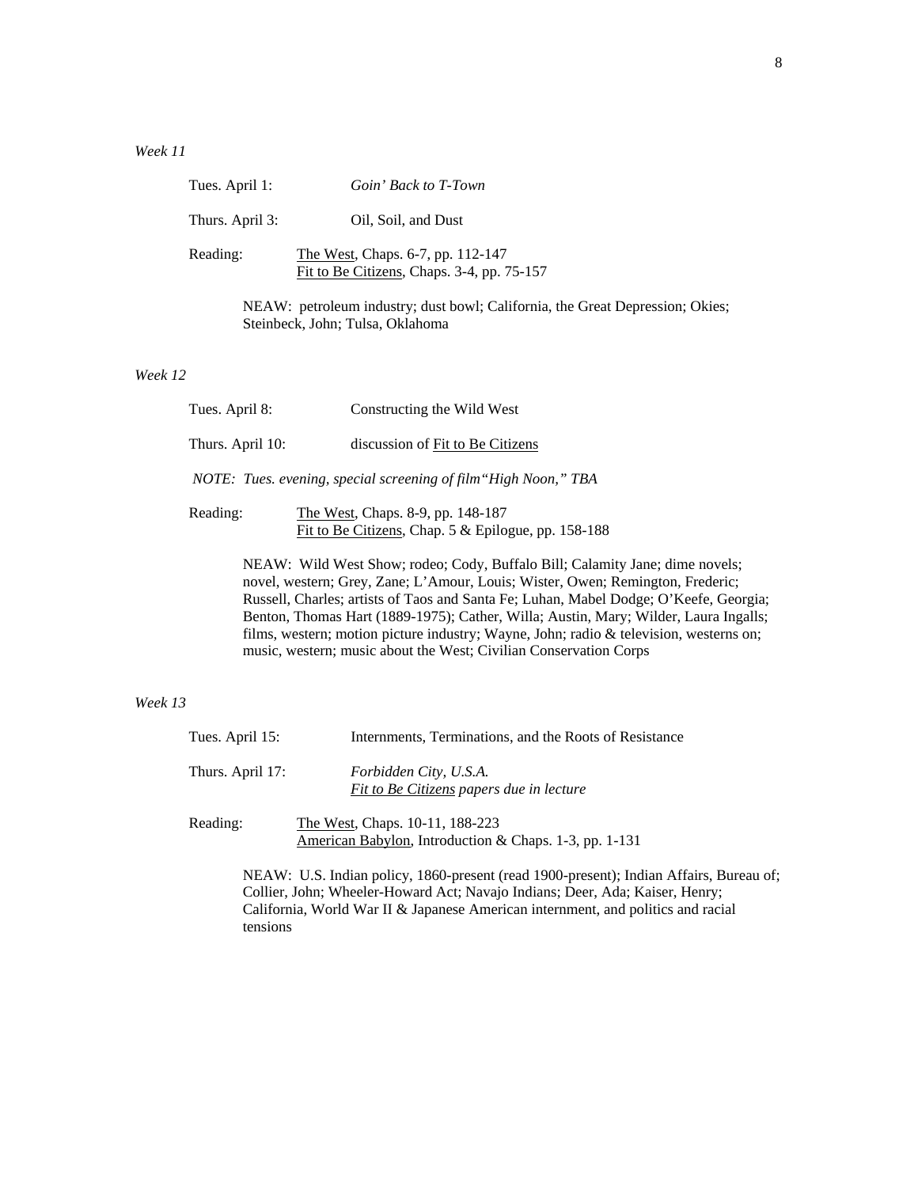*Week 11*

Tues. April 1: *Goin' Back to T-Town*

Thurs. April 3: Oil, Soil, and Dust

Reading: The West, Chaps. 6-7, pp. 112-147
Fit to Be Citizens, Chaps. 3-4, pp. 75-157

NEAW: petroleum industry; dust bowl; California, the Great Depression; Okies; Steinbeck, John; Tulsa, Oklahoma

*Week 12*

Tues. April 8: Constructing the Wild West

Thurs. April 10: discussion of Fit to Be Citizens

*NOTE: Tues. evening, special screening of film"High Noon," TBA*

Reading: The West, Chaps. 8-9, pp. 148-187
Fit to Be Citizens, Chap. 5 & Epilogue, pp. 158-188

NEAW: Wild West Show; rodeo; Cody, Buffalo Bill; Calamity Jane; dime novels; novel, western; Grey, Zane; L'Amour, Louis; Wister, Owen; Remington, Frederic; Russell, Charles; artists of Taos and Santa Fe; Luhan, Mabel Dodge; O'Keefe, Georgia; Benton, Thomas Hart (1889-1975); Cather, Willa; Austin, Mary; Wilder, Laura Ingalls; films, western; motion picture industry; Wayne, John; radio & television, westerns on; music, western; music about the West; Civilian Conservation Corps

*Week 13*

Tues. April 15: Internments, Terminations, and the Roots of Resistance

Thurs. April 17: *Forbidden City, U.S.A.*
*Fit to Be Citizens papers due in lecture*

Reading: The West, Chaps. 10-11, 188-223
American Babylon, Introduction & Chaps. 1-3, pp. 1-131

NEAW: U.S. Indian policy, 1860-present (read 1900-present); Indian Affairs, Bureau of; Collier, John; Wheeler-Howard Act; Navajo Indians; Deer, Ada; Kaiser, Henry; California, World War II & Japanese American internment, and politics and racial tensions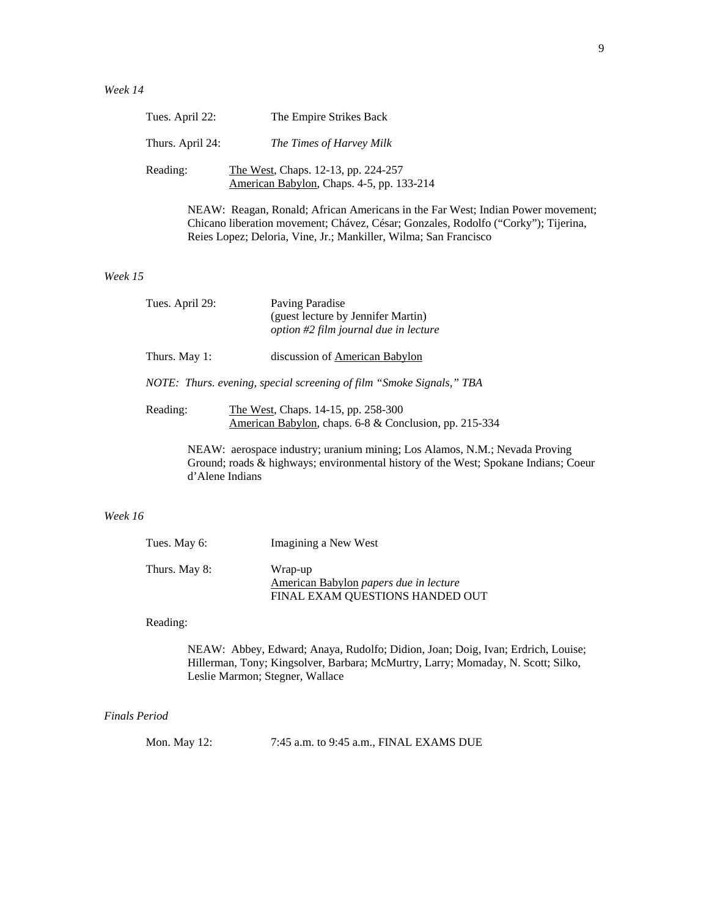*Week 14*

Tues. April 22: The Empire Strikes Back

Thurs. April 24: *The Times of Harvey Milk*

Reading: The West, Chaps. 12-13, pp. 224-257
American Babylon, Chaps. 4-5, pp. 133-214

NEAW: Reagan, Ronald; African Americans in the Far West; Indian Power movement; Chicano liberation movement; Chávez, César; Gonzales, Rodolfo ("Corky"); Tijerina, Reies Lopez; Deloria, Vine, Jr.; Mankiller, Wilma; San Francisco

*Week 15*

Tues. April 29: Paving Paradise
(guest lecture by Jennifer Martin)
*option #2 film journal due in lecture*

Thurs. May 1: discussion of American Babylon

*NOTE: Thurs. evening, special screening of film "Smoke Signals," TBA*

Reading: The West, Chaps. 14-15, pp. 258-300
American Babylon, chaps. 6-8 & Conclusion, pp. 215-334

NEAW: aerospace industry; uranium mining; Los Alamos, N.M.; Nevada Proving Ground; roads & highways; environmental history of the West; Spokane Indians; Coeur d'Alene Indians

*Week 16*

Tues. May 6: Imagining a New West

Thurs. May 8: Wrap-up
American Babylon *papers due in lecture*
FINAL EXAM QUESTIONS HANDED OUT

Reading:

NEAW: Abbey, Edward; Anaya, Rudolfo; Didion, Joan; Doig, Ivan; Erdrich, Louise; Hillerman, Tony; Kingsolver, Barbara; McMurtry, Larry; Momaday, N. Scott; Silko, Leslie Marmon; Stegner, Wallace

*Finals Period*

Mon. May 12: 7:45 a.m. to 9:45 a.m., FINAL EXAMS DUE